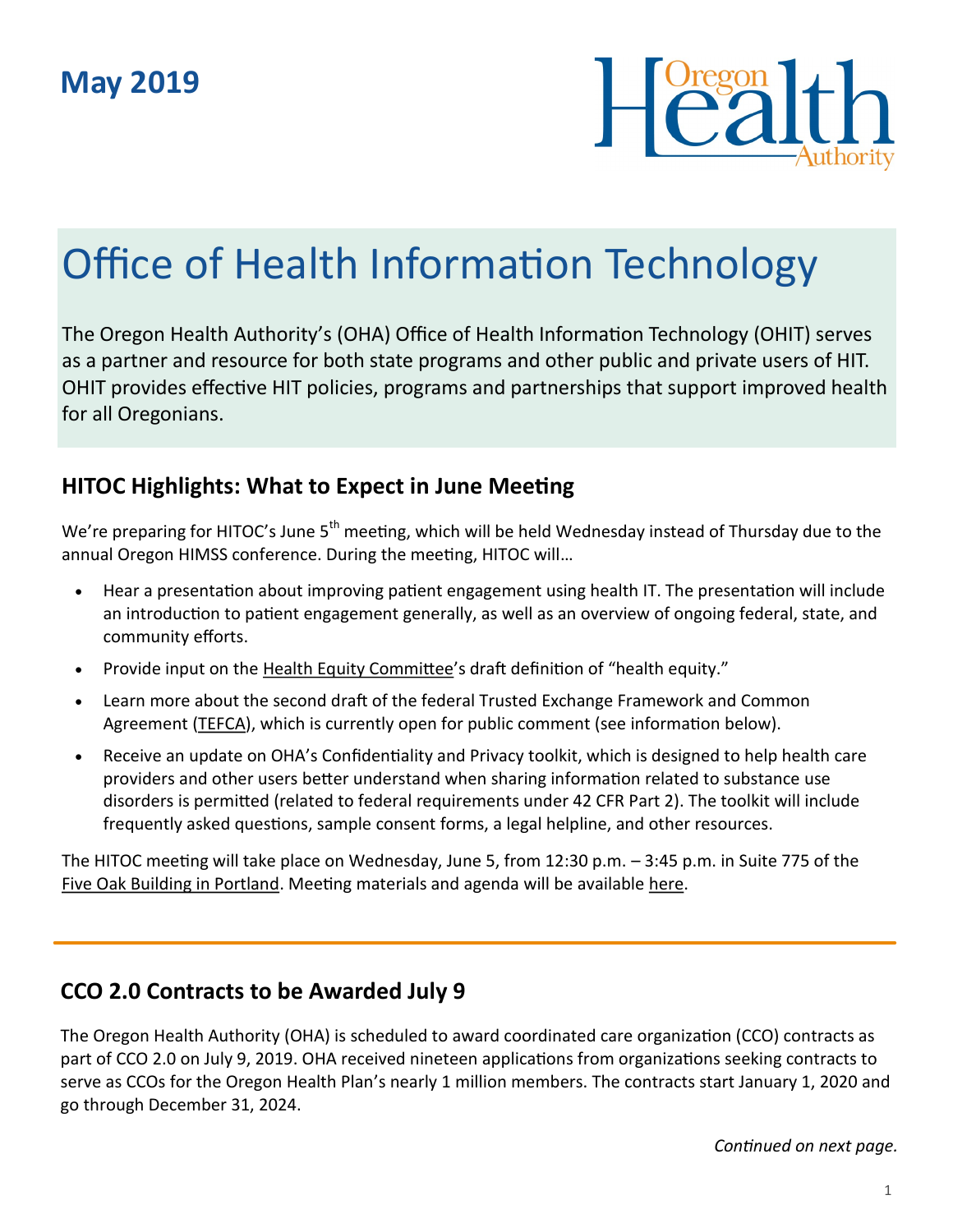May 2019

Oregon Health Authority

# Office of Health Information Technology

The Oregon Health Authority's (OHA) Office of Health Information Technology (OHIT) serves as a partner and resource for both state programs and other public and private users of HIT. OHIT provides effective HIT policies, programs and partnerships that support improved health for all Oregonians.

## HITOC Highlights: What to Expect in June Meeting

We're preparing for HITOC's June 5th meeting, which will be held Wednesday instead of Thursday due to the annual Oregon HIMSS conference. During the meeting, HITOC will…

- Hear a presentation about improving patient engagement using health IT. The presentation will include an introduction to patient engagement generally, as well as an overview of ongoing federal, state, and community efforts.
- Provide input on the Health Equity Committee's draft definition of "health equity."
- Learn more about the second draft of the federal Trusted Exchange Framework and Common Agreement (TEFCA), which is currently open for public comment (see information below).
- Receive an update on OHA's Confidentiality and Privacy toolkit, which is designed to help health care providers and other users better understand when sharing information related to substance use disorders is permitted (related to federal requirements under 42 CFR Part 2). The toolkit will include frequently asked questions, sample consent forms, a legal helpline, and other resources.

The HITOC meeting will take place on Wednesday, June 5, from 12:30 p.m. – 3:45 p.m. in Suite 775 of the Five Oak Building in Portland. Meeting materials and agenda will be available here.

---

## CCO 2.0 Contracts to be Awarded July 9

The Oregon Health Authority (OHA) is scheduled to award coordinated care organization (CCO) contracts as part of CCO 2.0 on July 9, 2019. OHA received nineteen applications from organizations seeking contracts to serve as CCOs for the Oregon Health Plan's nearly 1 million members. The contracts start January 1, 2020 and go through December 31, 2024.

*Continued on next page.*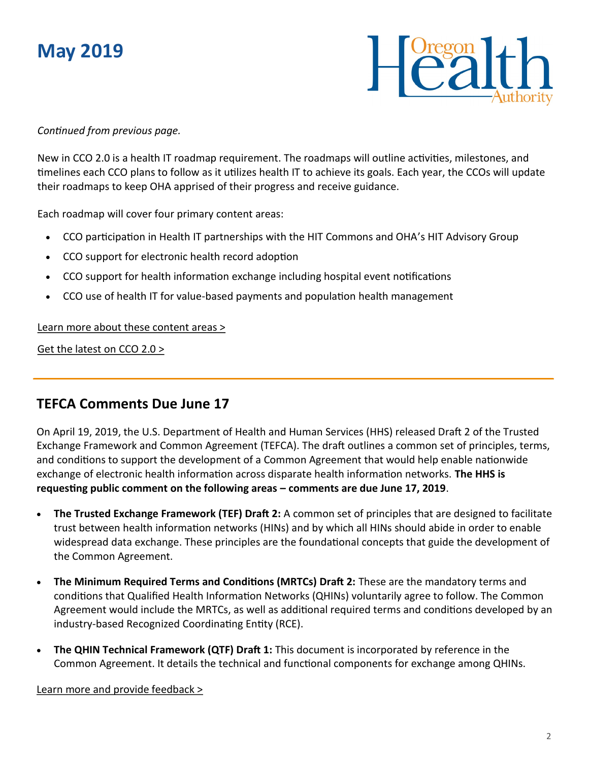# May 2019

*Continued from previous page.*

New in CCO 2.0 is a health IT roadmap requirement. The roadmaps will outline activities, milestones, and timelines each CCO plans to follow as it utilizes health IT to achieve its goals. Each year, the CCOs will update their roadmaps to keep OHA apprised of their progress and receive guidance.

Each roadmap will cover four primary content areas:

- CCO participation in Health IT partnerships with the HIT Commons and OHA's HIT Advisory Group
- CCO support for electronic health record adoption
- CCO support for health information exchange including hospital event notifications
- CCO use of health IT for value-based payments and population health management

Learn more about these content areas >

Get the latest on CCO 2.0 >

## TEFCA Comments Due June 17

On April 19, 2019, the U.S. Department of Health and Human Services (HHS) released Draft 2 of the Trusted Exchange Framework and Common Agreement (TEFCA). The draft outlines a common set of principles, terms, and conditions to support the development of a Common Agreement that would help enable nationwide exchange of electronic health information across disparate health information networks. **The HHS is requesting public comment on the following areas – comments are due June 17, 2019**.

- **The Trusted Exchange Framework (TEF) Draft 2:** A common set of principles that are designed to facilitate trust between health information networks (HINs) and by which all HINs should abide in order to enable widespread data exchange. These principles are the foundational concepts that guide the development of the Common Agreement.
- **The Minimum Required Terms and Conditions (MRTCs) Draft 2:** These are the mandatory terms and conditions that Qualified Health Information Networks (QHINs) voluntarily agree to follow. The Common Agreement would include the MRTCs, as well as additional required terms and conditions developed by an industry-based Recognized Coordinating Entity (RCE).
- **The QHIN Technical Framework (QTF) Draft 1:** This document is incorporated by reference in the Common Agreement. It details the technical and functional components for exchange among QHINs.

Learn more and provide feedback >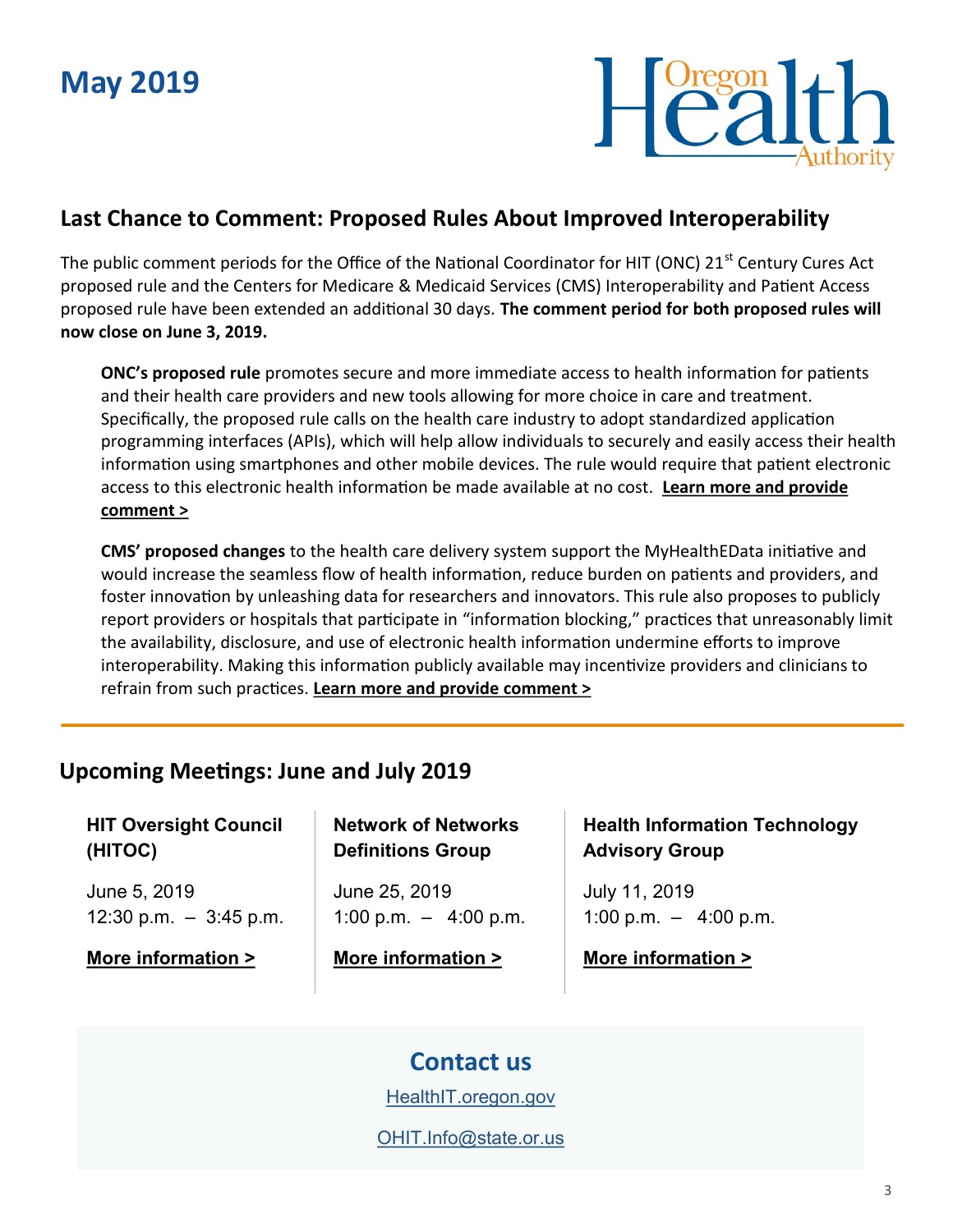# May 2019

## Last Chance to Comment: Proposed Rules About Improved Interoperability

The public comment periods for the Office of the National Coordinator for HIT (ONC) 21st Century Cures Act proposed rule and the Centers for Medicare & Medicaid Services (CMS) Interoperability and Patient Access proposed rule have been extended an additional 30 days. **The comment period for both proposed rules will now close on June 3, 2019.**

**ONC's proposed rule** promotes secure and more immediate access to health information for patients and their health care providers and new tools allowing for more choice in care and treatment. Specifically, the proposed rule calls on the health care industry to adopt standardized application programming interfaces (APIs), which will help allow individuals to securely and easily access their health information using smartphones and other mobile devices. The rule would require that patient electronic access to this electronic health information be made available at no cost. **Learn more and provide comment >**

**CMS' proposed changes** to the health care delivery system support the MyHealthEData initiative and would increase the seamless flow of health information, reduce burden on patients and providers, and foster innovation by unleashing data for researchers and innovators. This rule also proposes to publicly report providers or hospitals that participate in "information blocking," practices that unreasonably limit the availability, disclosure, and use of electronic health information undermine efforts to improve interoperability. Making this information publicly available may incentivize providers and clinicians to refrain from such practices. **Learn more and provide comment >**

## Upcoming Meetings: June and July 2019

### HIT Oversight Council (HITOC)

June 5, 2019
12:30 p.m. – 3:45 p.m.

**More information >**

### Network of Networks Definitions Group

June 25, 2019
1:00 p.m. – 4:00 p.m.

**More information >**

### Health Information Technology Advisory Group

July 11, 2019
1:00 p.m. – 4:00 p.m.

**More information >**

## Contact us

HealthIT.oregon.gov

OHIT.Info@state.or.us